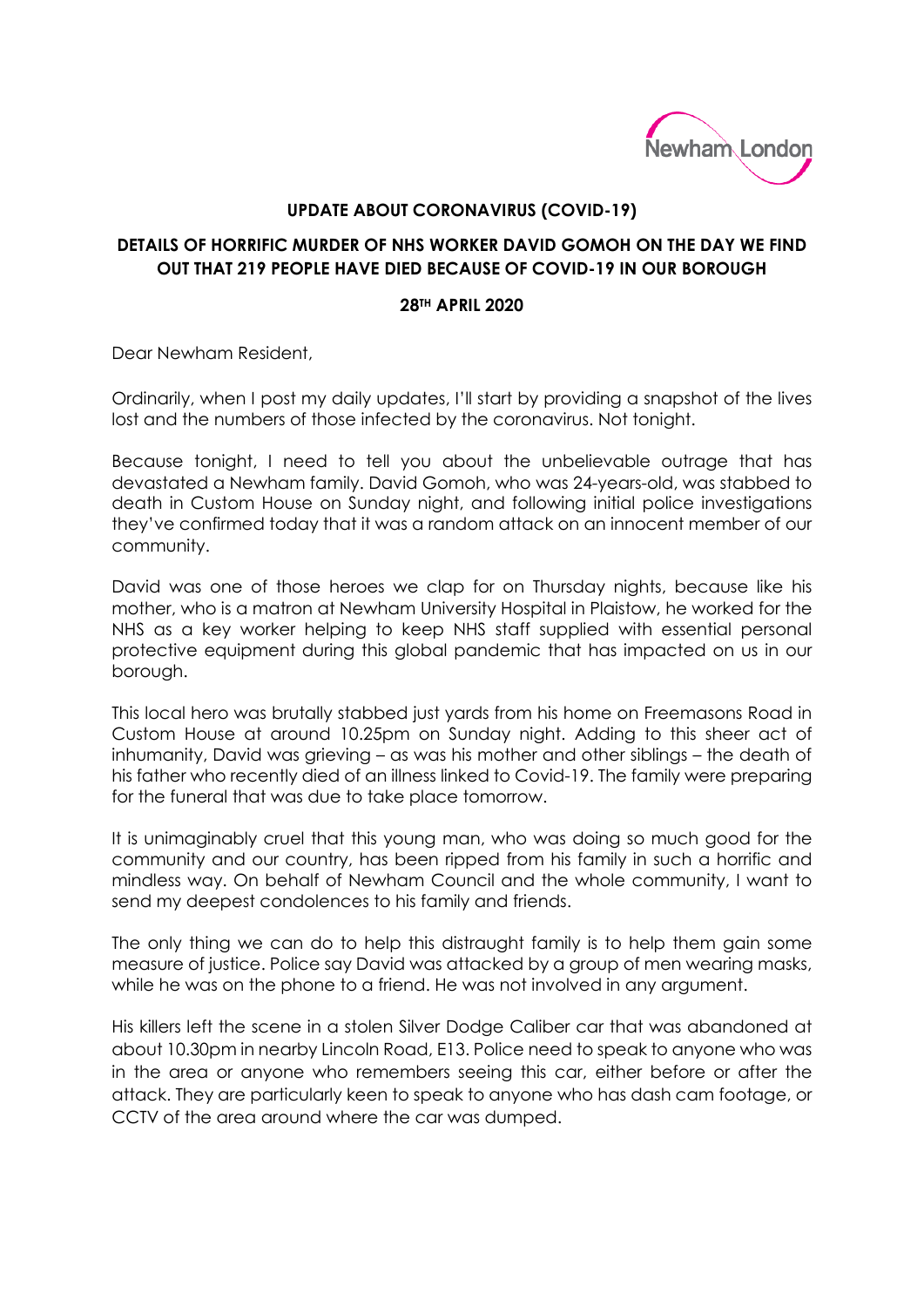## UPDATE ABOUT CORONAVIRUS (COVID-19)

## DETAILS OF HORRIFIC MURDER OF NHS WORKER DAVID GOMOH ON THE DAY WE FIND OUT THAT 219 PEOPLE HAVE DIED BECAUSE OF COVID-19 IN OUR BOROUGH

**28TH APRIL 2020**

Dear Newham Resident,

Ordinarily, when I post my daily updates, I'll start by providing a snapshot of the lives lost and the numbers of those infected by the coronavirus. Not tonight.

Because tonight, I need to tell you about the unbelievable outrage that has devastated a Newham family. David Gomoh, who was 24-years-old, was stabbed to death in Custom House on Sunday night, and following initial police investigations they've confirmed today that it was a random attack on an innocent member of our community.

David was one of those heroes we clap for on Thursday nights, because like his mother, who is a matron at Newham University Hospital in Plaistow, he worked for the NHS as a key worker helping to keep NHS staff supplied with essential personal protective equipment during this global pandemic that has impacted on us in our borough.

This local hero was brutally stabbed just yards from his home on Freemasons Road in Custom House at around 10.25pm on Sunday night. Adding to this sheer act of inhumanity, David was grieving – as was his mother and other siblings – the death of his father who recently died of an illness linked to Covid-19. The family were preparing for the funeral that was due to take place tomorrow.

It is unimaginably cruel that this young man, who was doing so much good for the community and our country, has been ripped from his family in such a horrific and mindless way. On behalf of Newham Council and the whole community, I want to send my deepest condolences to his family and friends.

The only thing we can do to help this distraught family is to help them gain some measure of justice. Police say David was attacked by a group of men wearing masks, while he was on the phone to a friend. He was not involved in any argument.

His killers left the scene in a stolen Silver Dodge Caliber car that was abandoned at about 10.30pm in nearby Lincoln Road, E13. Police need to speak to anyone who was in the area or anyone who remembers seeing this car, either before or after the attack. They are particularly keen to speak to anyone who has dash cam footage, or CCTV of the area around where the car was dumped.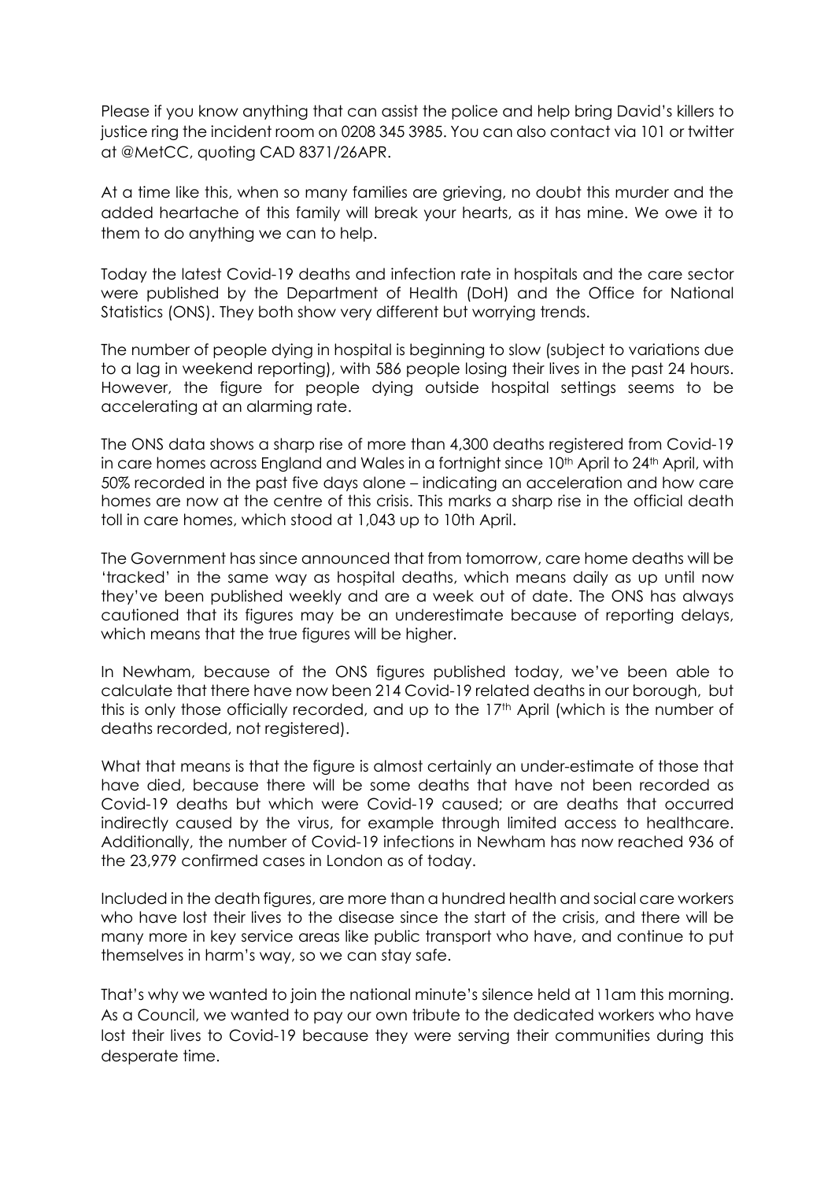Please if you know anything that can assist the police and help bring David's killers to justice ring the incident room on 0208 345 3985. You can also contact via 101 or twitter at @MetCC, quoting CAD 8371/26APR.

At a time like this, when so many families are grieving, no doubt this murder and the added heartache of this family will break your hearts, as it has mine. We owe it to them to do anything we can to help.

Today the latest Covid-19 deaths and infection rate in hospitals and the care sector were published by the Department of Health (DoH) and the Office for National Statistics (ONS). They both show very different but worrying trends.

The number of people dying in hospital is beginning to slow (subject to variations due to a lag in weekend reporting), with 586 people losing their lives in the past 24 hours. However, the figure for people dying outside hospital settings seems to be accelerating at an alarming rate.

The ONS data shows a sharp rise of more than 4,300 deaths registered from Covid-19 in care homes across England and Wales in a fortnight since 10th April to 24th April, with 50% recorded in the past five days alone – indicating an acceleration and how care homes are now at the centre of this crisis. This marks a sharp rise in the official death toll in care homes, which stood at 1,043 up to 10th April.

The Government has since announced that from tomorrow, care home deaths will be 'tracked' in the same way as hospital deaths, which means daily as up until now they've been published weekly and are a week out of date. The ONS has always cautioned that its figures may be an underestimate because of reporting delays, which means that the true figures will be higher.

In Newham, because of the ONS figures published today, we've been able to calculate that there have now been 214 Covid-19 related deaths in our borough, but this is only those officially recorded, and up to the 17th April (which is the number of deaths recorded, not registered).

What that means is that the figure is almost certainly an under-estimate of those that have died, because there will be some deaths that have not been recorded as Covid-19 deaths but which were Covid-19 caused; or are deaths that occurred indirectly caused by the virus, for example through limited access to healthcare. Additionally, the number of Covid-19 infections in Newham has now reached 936 of the 23,979 confirmed cases in London as of today.

Included in the death figures, are more than a hundred health and social care workers who have lost their lives to the disease since the start of the crisis, and there will be many more in key service areas like public transport who have, and continue to put themselves in harm's way, so we can stay safe.

That's why we wanted to join the national minute's silence held at 11am this morning. As a Council, we wanted to pay our own tribute to the dedicated workers who have lost their lives to Covid-19 because they were serving their communities during this desperate time.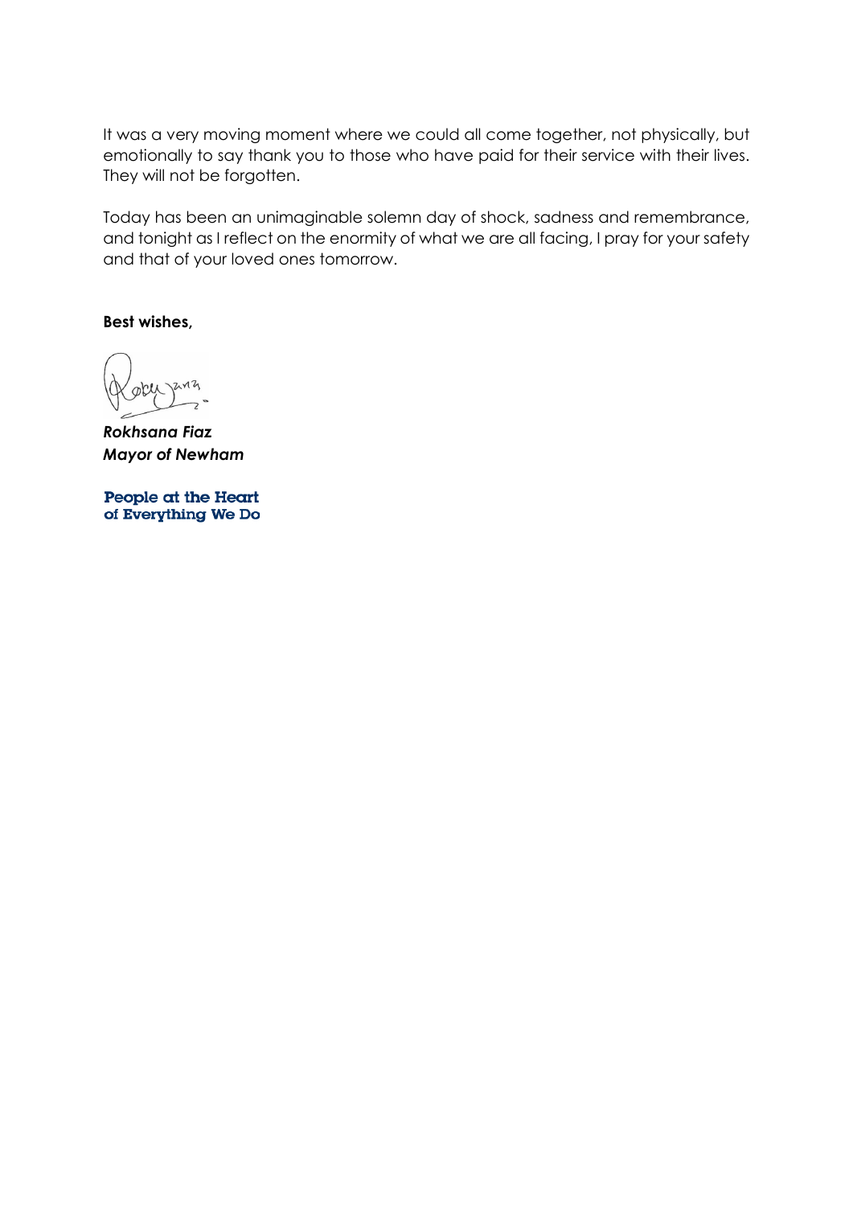It was a very moving moment where we could all come together, not physically, but emotionally to say thank you to those who have paid for their service with their lives. They will not be forgotten.

Today has been an unimaginable solemn day of shock, sadness and remembrance, and tonight as I reflect on the enormity of what we are all facing, I pray for your safety and that of your loved ones tomorrow.

**Best wishes,**

***Rokhsana Fiaz***
***Mayor of Newham***

**People at the Heart of Everything We Do**